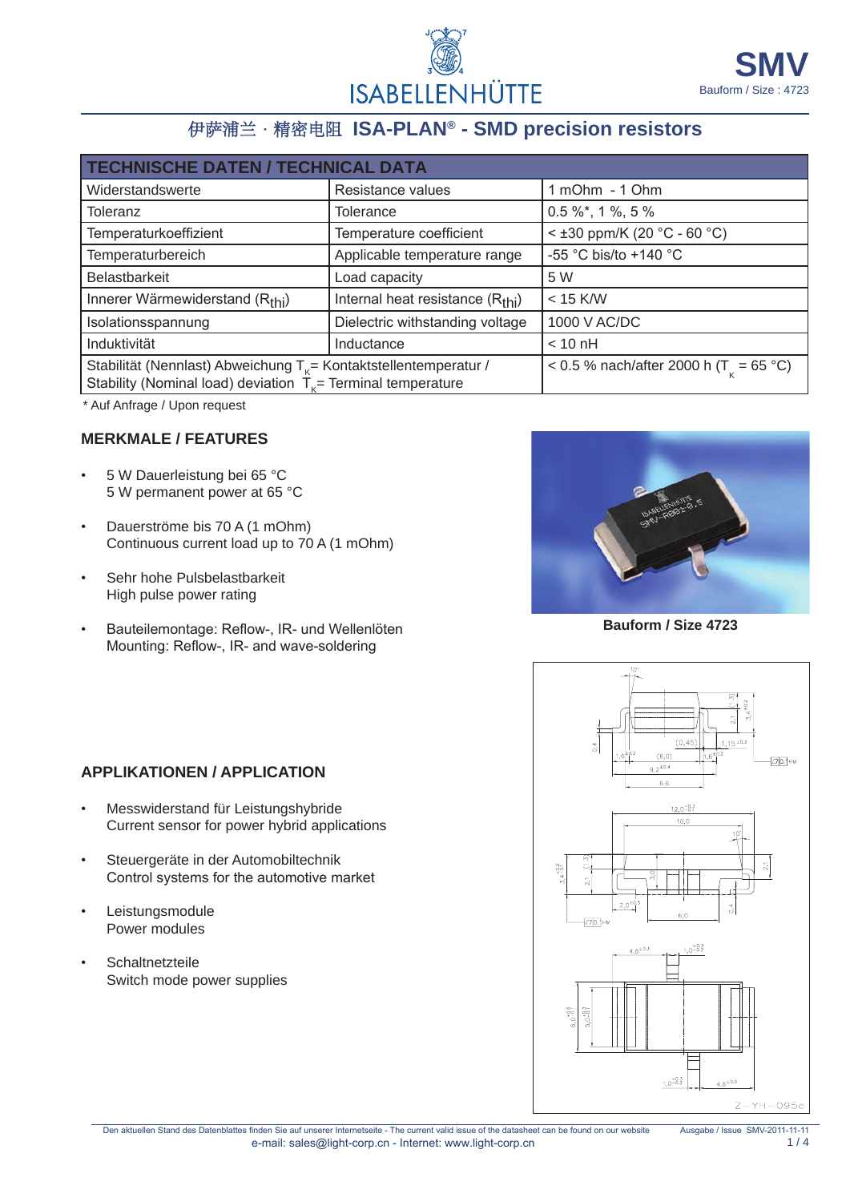# SMV

Bauform / Size : 4723

## 伊萨浦兰 · 精密电阻 ISA-PLAN® - SMD precision resistors

| TECHNISCHE DATEN / TECHNICAL DATA | | |
|---|---|---|
| Widerstandswerte | Resistance values | 1 mOhm - 1 Ohm |
| Toleranz | Tolerance | 0.5 %*, 1 %, 5 % |
| Temperaturkoeffizient | Temperature coefficient | < ±30 ppm/K (20 °C - 60 °C) |
| Temperaturbereich | Applicable temperature range | -55 °C bis/to +140 °C |
| Belastbarkeit | Load capacity | 5 W |
| Innerer Wärmewiderstand ($R_{thi}$) | Internal heat resistance ($R_{thi}$) | < 15 K/W |
| Isolationsspannung | Dielectric withstanding voltage | 1000 V AC/DC |
| Induktivität | Inductance | < 10 nH |
| Stabilität (Nennlast) Abweichung $T_K$= Kontaktstellentemperatur / Stability (Nominal load) deviation $T_K$= Terminal temperature | | < 0.5 % nach/after 2000 h ($T_K$ = 65 °C) |

\* Auf Anfrage / Upon request

### MERKMALE / FEATURES

- 5 W Dauerleistung bei 65 °C
  5 W permanent power at 65 °C
- Dauerströme bis 70 A (1 mOhm)
  Continuous current load up to 70 A (1 mOhm)
- Sehr hohe Pulsbelastbarkeit
  High pulse power rating
- Bauteilemontage: Reflow-, IR- und Wellenlöten
  Mounting: Reflow-, IR- and wave-soldering

**Bauform / Size 4723**

### APPLIKATIONEN / APPLICATION

- Messwiderstand für Leistungshybride
  Current sensor for power hybrid applications
- Steuergeräte in der Automobiltechnik
  Control systems for the automotive market
- Leistungsmodule
  Power modules
- Schaltnetzteile
  Switch mode power supplies

Den aktuellen Stand des Datenblattes finden Sie auf unserer Internetseite - The current valid issue of the datasheet can be found on our website
e-mail: sales@light-corp.cn - Internet: www.light-corp.cn

Ausgabe / Issue SMV-2011-11-11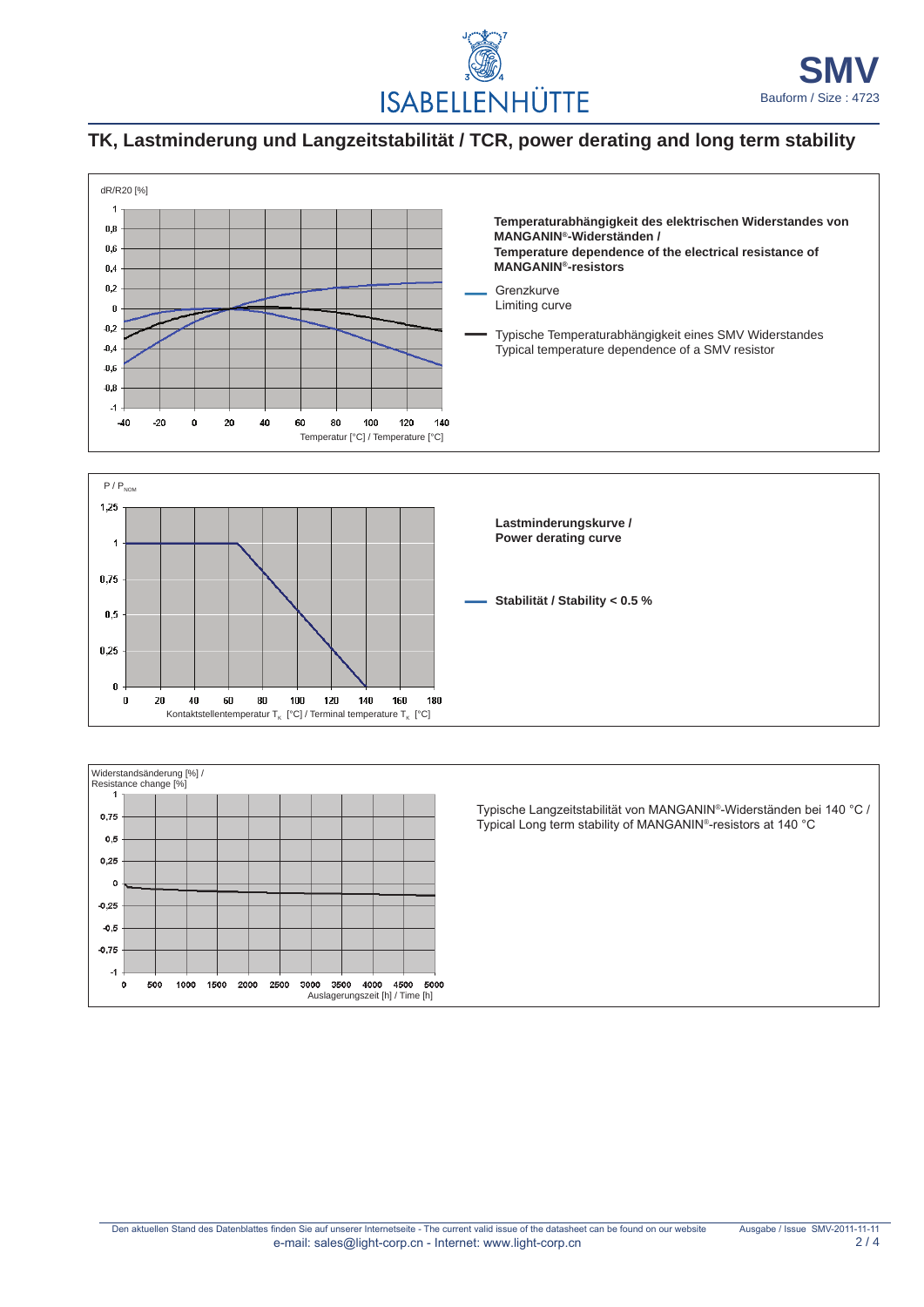## TK, Lastminderung und Langzeitstabilität / TCR, power derating and long term stability

dR/R20 [%]

Temperatur [°C] / Temperature [°C]

**Temperaturabhängigkeit des elektrischen Widerstandes von MANGANIN®-Widerständen /**
**Temperature dependence of the electrical resistance of MANGANIN®-resistors**

Grenzkurve
Limiting curve

Typische Temperaturabhängigkeit eines SMV Widerstandes
Typical temperature dependence of a SMV resistor

$P / P_{NOM}$

Kontaktstellentemperatur $T_K$ [°C] / Terminal temperature $T_K$ [°C]

**Lastminderungskurve /**
**Power derating curve**

**Stabilität / Stability < 0.5 %**

Widerstandsänderung [%] /
Resistance change [%]

Auslagerungszeit [h] / Time [h]

Typische Langzeitstabilität von MANGANIN®-Widerständen bei 140 °C /
Typical Long term stability of MANGANIN®-resistors at 140 °C

Den aktuellen Stand des Datenblattes finden Sie auf unserer Internetseite - The current valid issue of the datasheet can be found on our website

Ausgabe / Issue SMV-2011-11-11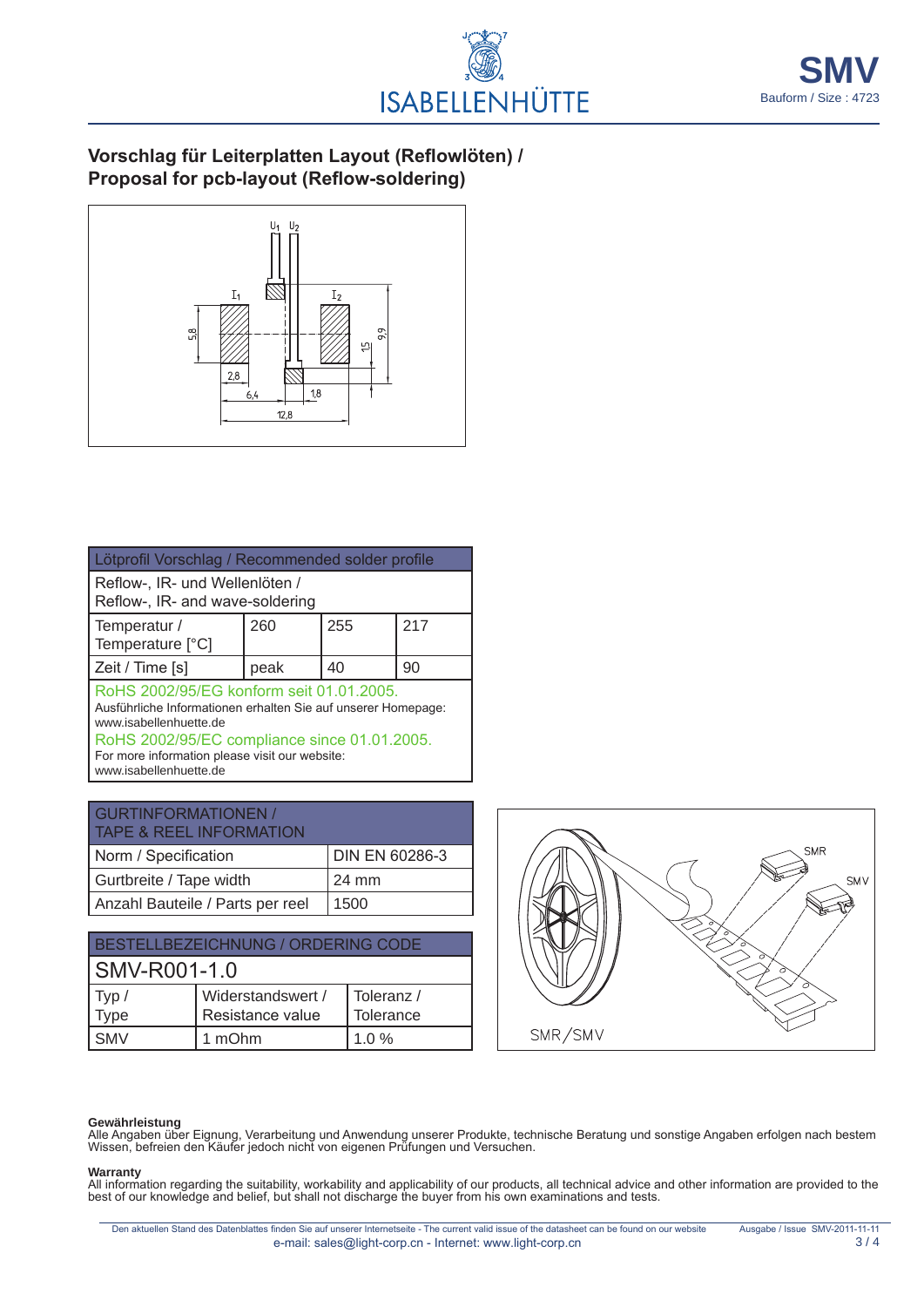## Vorschlag für Leiterplatten Layout (Reflowlöten) / Proposal for pcb-layout (Reflow-soldering)

| Lötprofil Vorschlag / Recommended solder profile | | | |
|---|---|---|---|
| Reflow-, IR- und Wellenlöten / Reflow-, IR- and wave-soldering | | | |
| Temperatur / Temperature [°C] | 260 | 255 | 217 |
| Zeit / Time [s] | peak | 40 | 90 |

RoHS 2002/95/EG konform seit 01.01.2005.
Ausführliche Informationen erhalten Sie auf unserer Homepage: www.isabellenhuette.de

RoHS 2002/95/EC compliance since 01.01.2005.
For more information please visit our website: www.isabellenhuette.de

| GURTINFORMATIONEN / TAPE & REEL INFORMATION | |
|---|---|
| Norm / Specification | DIN EN 60286-3 |
| Gurtbreite / Tape width | 24 mm |
| Anzahl Bauteile / Parts per reel | 1500 |

| BESTELLBEZEICHNUNG / ORDERING CODE | | |
|---|---|---|
| SMV-R001-1.0 | | |
| Typ / Type | Widerstandswert / Resistance value | Toleranz / Tolerance |
| SMV | 1 mOhm | 1.0 % |

**Gewährleistung**
Alle Angaben über Eignung, Verarbeitung und Anwendung unserer Produkte, technische Beratung und sonstige Angaben erfolgen nach bestem Wissen, befreien den Käufer jedoch nicht von eigenen Prüfungen und Versuchen.

**Warranty**
All information regarding the suitability, workability and applicability of our products, all technical advice and other information are provided to the best of our knowledge and belief, but shall not discharge the buyer from his own examinations and tests.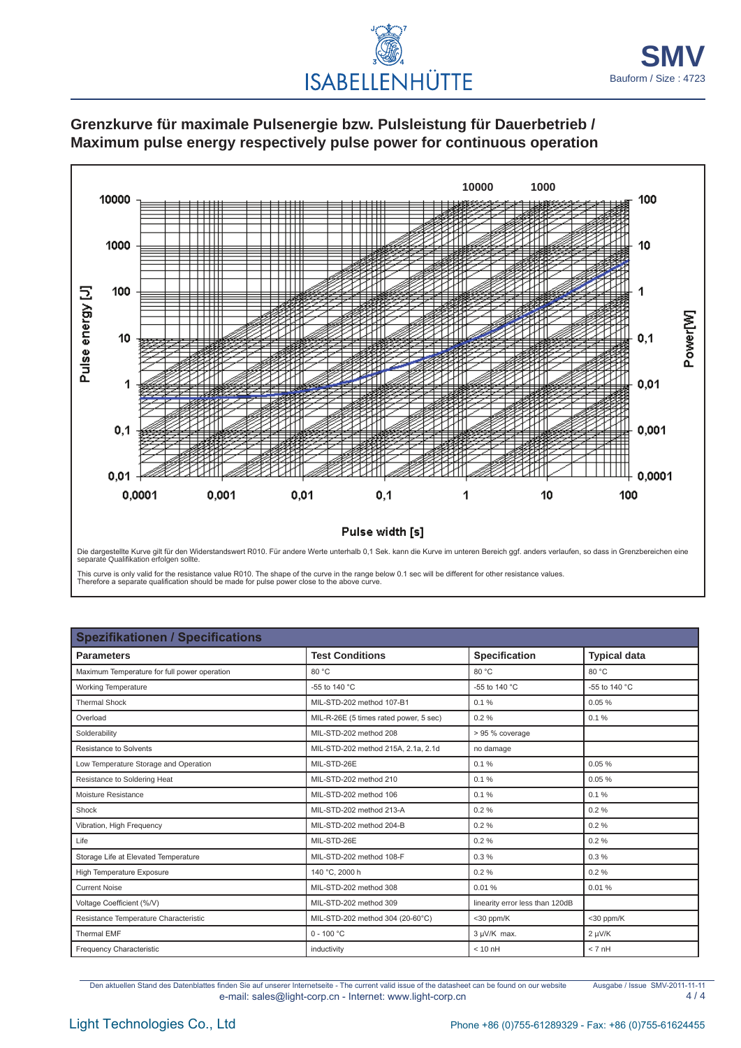## Grenzkurve für maximale Pulsenergie bzw. Pulsleistung für Dauerbetrieb / Maximum pulse energy respectively pulse power for continuous operation

Pulse energy [J]

10000
1000
100
10
1
0,1
0,01

Power[W]

100
10
1
0,1
0,01
0,001
0,0001

10000
1000

0,0001
0,001
0,01
0,1
1
10
100

Pulse width [s]

Die dargestellte Kurve gilt für den Widerstandswert R010. Für andere Werte unterhalb 0,1 Sek. kann die Kurve im unteren Bereich ggf. anders verlaufen, so dass in Grenzbereichen eine separate Qualifikation erfolgen sollte.

This curve is only valid for the resistance value R010. The shape of the curve in the range below 0.1 sec will be different for other resistance values. Therefore a separate qualification should be made for pulse power close to the above curve.

## Spezifikationen / Specifications

| Parameters | Test Conditions | Specification | Typical data |
|---|---|---|---|
| Maximum Temperature for full power operation | 80 °C | 80 °C | 80 °C |
| Working Temperature | -55 to 140 °C | -55 to 140 °C | -55 to 140 °C |
| Thermal Shock | MIL-STD-202 method 107-B1 | 0.1 % | 0.05 % |
| Overload | MIL-R-26E (5 times rated power, 5 sec) | 0.2 % | 0.1 % |
| Solderability | MIL-STD-202 method 208 | > 95 % coverage | |
| Resistance to Solvents | MIL-STD-202 method 215A, 2.1a, 2.1d | no damage | |
| Low Temperature Storage and Operation | MIL-STD-26E | 0.1 % | 0.05 % |
| Resistance to Soldering Heat | MIL-STD-202 method 210 | 0.1 % | 0.05 % |
| Moisture Resistance | MIL-STD-202 method 106 | 0.1 % | 0.1 % |
| Shock | MIL-STD-202 method 213-A | 0.2 % | 0.2 % |
| Vibration, High Frequency | MIL-STD-202 method 204-B | 0.2 % | 0.2 % |
| Life | MIL-STD-26E | 0.2 % | 0.2 % |
| Storage Life at Elevated Temperature | MIL-STD-202 method 108-F | 0.3 % | 0.3 % |
| High Temperature Exposure | 140 °C, 2000 h | 0.2 % | 0.2 % |
| Current Noise | MIL-STD-202 method 308 | 0.01 % | 0.01 % |
| Voltage Coefficient (%/V) | MIL-STD-202 method 309 | linearity error less than 120dB | |
| Resistance Temperature Characteristic | MIL-STD-202 method 304 (20-60°C) | <30 ppm/K | <30 ppm/K |
| Thermal EMF | 0 - 100 °C | 3 µV/K max. | 2 µV/K |
| Frequency Characteristic | inductivity | < 10 nH | < 7 nH |

Den aktuellen Stand des Datenblattes finden Sie auf unserer Internetseite - The current valid issue of the datasheet can be found on our website

Ausgabe / Issue SMV-2011-11-11